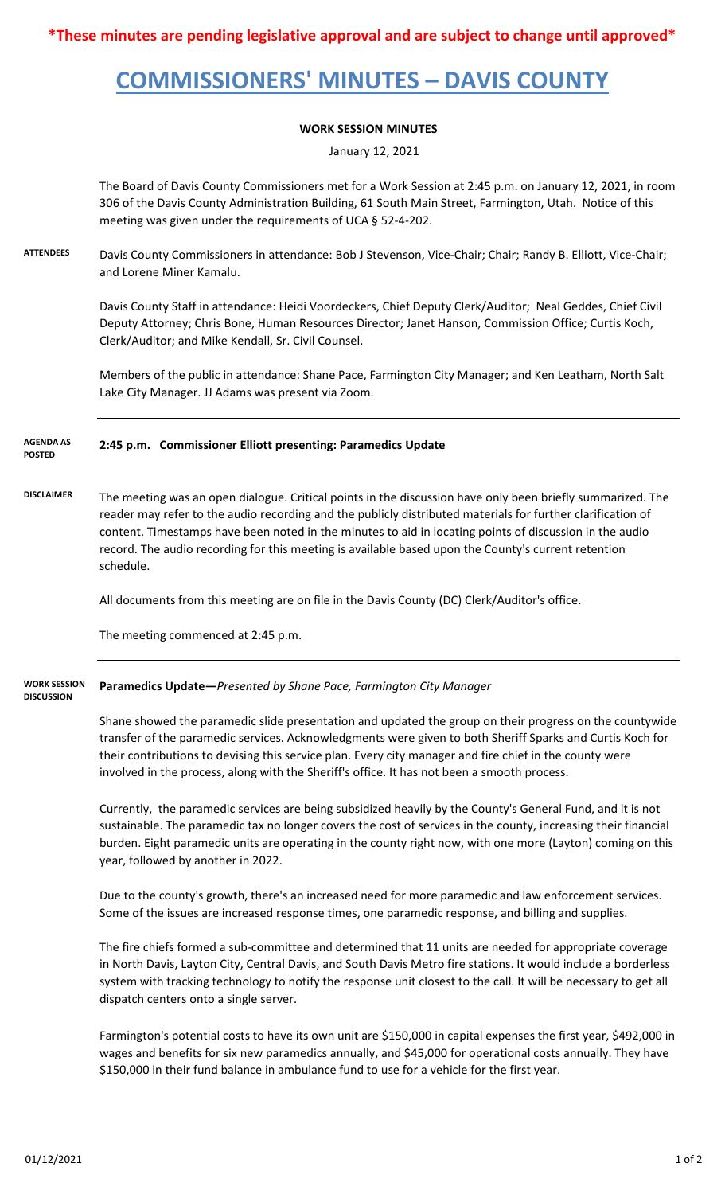**\*These minutes are pending legislative approval and are subject to change until approved\***

# COMMISSIONERS' MINUTES – DAVIS COUNTY

## WORK SESSION MINUTES

January 12, 2021

The Board of Davis County Commissioners met for a Work Session at 2:45 p.m. on January 12, 2021, in room 306 of the Davis County Administration Building, 61 South Main Street, Farmington, Utah. Notice of this meeting was given under the requirements of UCA § 52-4-202.

**ATTENDEES**

Davis County Commissioners in attendance: Bob J Stevenson, Vice-Chair; Chair; Randy B. Elliott, Vice-Chair; and Lorene Miner Kamalu.

Davis County Staff in attendance: Heidi Voordeckers, Chief Deputy Clerk/Auditor; Neal Geddes, Chief Civil Deputy Attorney; Chris Bone, Human Resources Director; Janet Hanson, Commission Office; Curtis Koch, Clerk/Auditor; and Mike Kendall, Sr. Civil Counsel.

Members of the public in attendance: Shane Pace, Farmington City Manager; and Ken Leatham, North Salt Lake City Manager. JJ Adams was present via Zoom.

**AGENDA AS POSTED**

**2:45 p.m. Commissioner Elliott presenting: Paramedics Update**

**DISCLAIMER**

The meeting was an open dialogue. Critical points in the discussion have only been briefly summarized. The reader may refer to the audio recording and the publicly distributed materials for further clarification of content. Timestamps have been noted in the minutes to aid in locating points of discussion in the audio record. The audio recording for this meeting is available based upon the County's current retention schedule.

All documents from this meeting are on file in the Davis County (DC) Clerk/Auditor's office.

The meeting commenced at 2:45 p.m.

**WORK SESSION DISCUSSION**

**Paramedics Update—***Presented by Shane Pace, Farmington City Manager*

Shane showed the paramedic slide presentation and updated the group on their progress on the countywide transfer of the paramedic services. Acknowledgments were given to both Sheriff Sparks and Curtis Koch for their contributions to devising this service plan. Every city manager and fire chief in the county were involved in the process, along with the Sheriff's office. It has not been a smooth process.

Currently, the paramedic services are being subsidized heavily by the County's General Fund, and it is not sustainable. The paramedic tax no longer covers the cost of services in the county, increasing their financial burden. Eight paramedic units are operating in the county right now, with one more (Layton) coming on this year, followed by another in 2022.

Due to the county's growth, there's an increased need for more paramedic and law enforcement services. Some of the issues are increased response times, one paramedic response, and billing and supplies.

The fire chiefs formed a sub-committee and determined that 11 units are needed for appropriate coverage in North Davis, Layton City, Central Davis, and South Davis Metro fire stations. It would include a borderless system with tracking technology to notify the response unit closest to the call. It will be necessary to get all dispatch centers onto a single server.

Farmington's potential costs to have its own unit are $150,000 in capital expenses the first year, $492,000 in wages and benefits for six new paramedics annually, and $45,000 for operational costs annually. They have $150,000 in their fund balance in ambulance fund to use for a vehicle for the first year.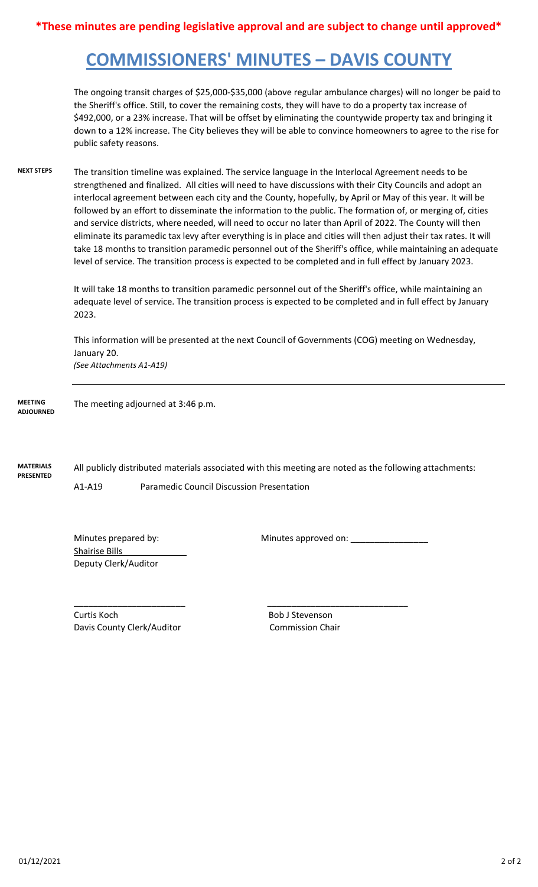**\*These minutes are pending legislative approval and are subject to change until approved\***

# COMMISSIONERS' MINUTES – DAVIS COUNTY

The ongoing transit charges of $25,000-$35,000 (above regular ambulance charges) will no longer be paid to the Sheriff's office. Still, to cover the remaining costs, they will have to do a property tax increase of $492,000, or a 23% increase. That will be offset by eliminating the countywide property tax and bringing it down to a 12% increase. The City believes they will be able to convince homeowners to agree to the rise for public safety reasons.

**NEXT STEPS** The transition timeline was explained. The service language in the Interlocal Agreement needs to be strengthened and finalized. All cities will need to have discussions with their City Councils and adopt an interlocal agreement between each city and the County, hopefully, by April or May of this year. It will be followed by an effort to disseminate the information to the public. The formation of, or merging of, cities and service districts, where needed, will need to occur no later than April of 2022. The County will then eliminate its paramedic tax levy after everything is in place and cities will then adjust their tax rates. It will take 18 months to transition paramedic personnel out of the Sheriff's office, while maintaining an adequate level of service. The transition process is expected to be completed and in full effect by January 2023.

It will take 18 months to transition paramedic personnel out of the Sheriff's office, while maintaining an adequate level of service. The transition process is expected to be completed and in full effect by January 2023.

This information will be presented at the next Council of Governments (COG) meeting on Wednesday, January 20.
*(See Attachments A1-A19)*

---

**MEETING ADJOURNED** The meeting adjourned at 3:46 p.m.

**MATERIALS PRESENTED** All publicly distributed materials associated with this meeting are noted as the following attachments:

A1-A19 Paramedic Council Discussion Presentation

Minutes prepared by: Shairise Bills
Deputy Clerk/Auditor

Minutes approved on: ________________

_______________________
Curtis Koch
Davis County Clerk/Auditor

_____________________________
Bob J Stevenson
Commission Chair

01/12/2021